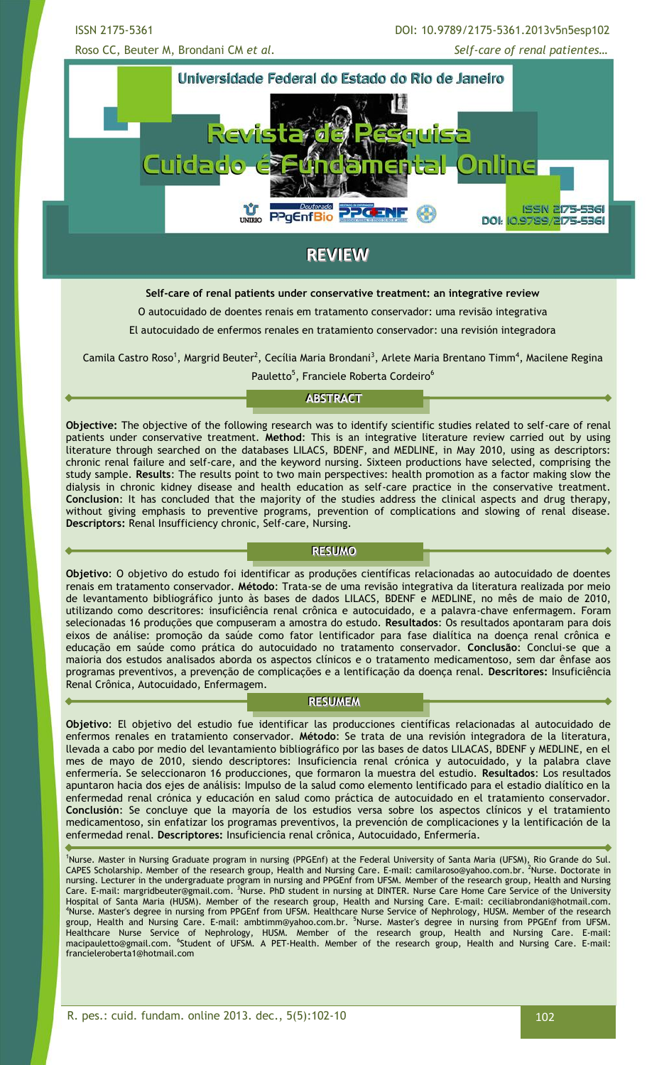# REVIEW

**Self-care of renal patients under conservative treatment: an integrative review**

O autocuidado de doentes renais em tratamento conservador: uma revisão integrativa

El autocuidado de enfermos renales en tratamiento conservador: una revisión integradora

Camila Castro Roso[1], Margrid Beuter[2], Cecília Maria Brondani[3], Arlete Maria Brentano Timm[4], Macilene Regina Pauletto[5], Franciele Roberta Cordeiro[6]

## ABSTRACT

**Objective:** The objective of the following research was to identify scientific studies related to self-care of renal patients under conservative treatment. **Method**: This is an integrative literature review carried out by using literature through searched on the databases LILACS, BDENF, and MEDLINE, in May 2010, using as descriptors: chronic renal failure and self-care, and the keyword nursing. Sixteen productions have selected, comprising the study sample. **Results**: The results point to two main perspectives: health promotion as a factor making slow the dialysis in chronic kidney disease and health education as self-care practice in the conservative treatment. **Conclusion**: It has concluded that the majority of the studies address the clinical aspects and drug therapy, without giving emphasis to preventive programs, prevention of complications and slowing of renal disease. **Descriptors:** Renal Insufficiency chronic, Self-care, Nursing.

## RESUMO

**Objetivo**: O objetivo do estudo foi identificar as produções científicas relacionadas ao autocuidado de doentes renais em tratamento conservador. **Método**: Trata-se de uma revisão integrativa da literatura realizada por meio de levantamento bibliográfico junto às bases de dados LILACS, BDENF e MEDLINE, no mês de maio de 2010, utilizando como descritores: insuficiência renal crônica e autocuidado, e a palavra-chave enfermagem. Foram selecionadas 16 produções que compuseram a amostra do estudo. **Resultados**: Os resultados apontaram para dois eixos de análise: promoção da saúde como fator lentificador para fase dialítica na doença renal crônica e educação em saúde como prática do autocuidado no tratamento conservador. **Conclusão**: Conclui-se que a maioria dos estudos analisados aborda os aspectos clínicos e o tratamento medicamentoso, sem dar ênfase aos programas preventivos, a prevenção de complicações e a lentificação da doença renal. **Descritores:** Insuficiência Renal Crônica, Autocuidado, Enfermagem.

## RESUMEM

**Objetivo**: El objetivo del estudio fue identificar las producciones científicas relacionadas al autocuidado de enfermos renales en tratamiento conservador. **Método**: Se trata de una revisión integradora de la literatura, llevada a cabo por medio del levantamiento bibliográfico por las bases de datos LILACAS, BDENF y MEDLINE, en el mes de mayo de 2010, siendo descriptores: Insuficiencia renal crónica y autocuidado, y la palabra clave enfermería. Se seleccionaron 16 producciones, que formaron la muestra del estudio. **Resultados**: Los resultados apuntaron hacia dos ejes de análisis: Impulso de la salud como elemento lentificado para el estadio dialítico en la enfermedad renal crónica y educación en salud como práctica de autocuidado en el tratamiento conservador. **Conclusión**: Se concluye que la mayoría de los estudios versa sobre los aspectos clínicos y el tratamiento medicamentoso, sin enfatizar los programas preventivos, la prevención de complicaciones y la lentificación de la enfermedad renal. **Descriptores:** Insuficiencia renal crônica, Autocuidado, Enfermería.

[1]Nurse. Master in Nursing Graduate program in nursing (PPGEnf) at the Federal University of Santa Maria (UFSM), Rio Grande do Sul. CAPES Scholarship. Member of the research group, Health and Nursing Care. E-mail: camilaroso@yahoo.com.br. [2]Nurse. Doctorate in nursing. Lecturer in the undergraduate program in nursing and PPGEnf from UFSM. Member of the research group, Health and Nursing Care. E-mail: margridbeuter@gmail.com. [3]Nurse. PhD student in nursing at DINTER. Nurse Care Home Care Service of the University Hospital of Santa Maria (HUSM). Member of the research group, Health and Nursing Care. E-mail: ceciliabrondani@hotmail.com. [4]Nurse. Master's degree in nursing from PPGEnf from UFSM. Healthcare Nurse Service of Nephrology, HUSM. Member of the research group, Health and Nursing Care. E-mail: ambtimm@yahoo.com.br. [5]Nurse. Master's degree in nursing from PPGEnf from UFSM. Healthcare Nurse Service of Nephrology, HUSM. Member of the research group, Health and Nursing Care. E-mail: macipauletto@gmail.com. [6]Student of UFSM. A PET-Health. Member of the research group, Health and Nursing Care. E-mail: francieleroberta1@hotmail.com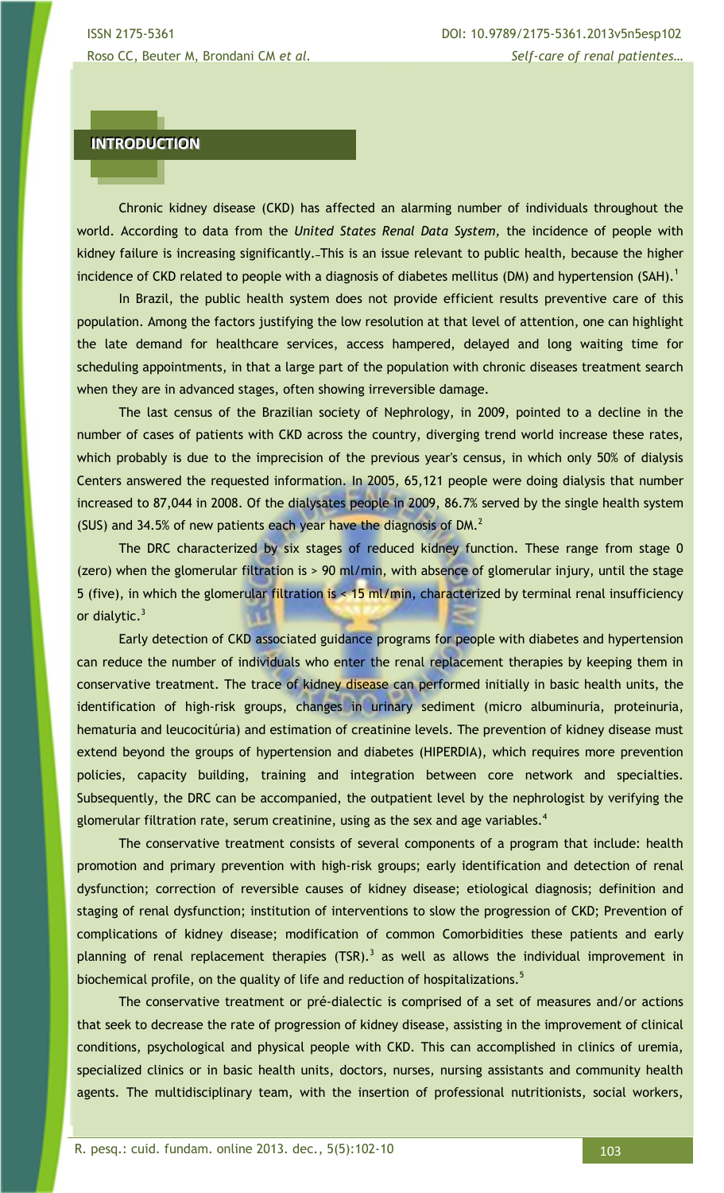## INTRODUCTION

Chronic kidney disease (CKD) has affected an alarming number of individuals throughout the world. According to data from the *United States Renal Data System*, the incidence of people with kidney failure is increasing significantly. This is an issue relevant to public health, because the higher incidence of CKD related to people with a diagnosis of diabetes mellitus (DM) and hypertension (SAH).[1]

In Brazil, the public health system does not provide efficient results preventive care of this population. Among the factors justifying the low resolution at that level of attention, one can highlight the late demand for healthcare services, access hampered, delayed and long waiting time for scheduling appointments, in that a large part of the population with chronic diseases treatment search when they are in advanced stages, often showing irreversible damage.

The last census of the Brazilian society of Nephrology, in 2009, pointed to a decline in the number of cases of patients with CKD across the country, diverging trend world increase these rates, which probably is due to the imprecision of the previous year's census, in which only 50% of dialysis Centers answered the requested information. In 2005, 65,121 people were doing dialysis that number increased to 87,044 in 2008. Of the dialysates people in 2009, 86.7% served by the single health system (SUS) and 34.5% of new patients each year have the diagnosis of DM.[2]

The DRC characterized by six stages of reduced kidney function. These range from stage 0 (zero) when the glomerular filtration is > 90 ml/min, with absence of glomerular injury, until the stage 5 (five), in which the glomerular filtration is < 15 ml/min, characterized by terminal renal insufficiency or dialytic.[3]

Early detection of CKD associated guidance programs for people with diabetes and hypertension can reduce the number of individuals who enter the renal replacement therapies by keeping them in conservative treatment. The trace of kidney disease can performed initially in basic health units, the identification of high-risk groups, changes in urinary sediment (micro albuminuria, proteinuria, hematuria and leucocitúria) and estimation of creatinine levels. The prevention of kidney disease must extend beyond the groups of hypertension and diabetes (HIPERDIA), which requires more prevention policies, capacity building, training and integration between core network and specialties. Subsequently, the DRC can be accompanied, the outpatient level by the nephrologist by verifying the glomerular filtration rate, serum creatinine, using as the sex and age variables.[4]

The conservative treatment consists of several components of a program that include: health promotion and primary prevention with high-risk groups; early identification and detection of renal dysfunction; correction of reversible causes of kidney disease; etiological diagnosis; definition and staging of renal dysfunction; institution of interventions to slow the progression of CKD; Prevention of complications of kidney disease; modification of common Comorbidities these patients and early planning of renal replacement therapies (TSR).[3] as well as allows the individual improvement in biochemical profile, on the quality of life and reduction of hospitalizations.[5]

The conservative treatment or pré-dialectic is comprised of a set of measures and/or actions that seek to decrease the rate of progression of kidney disease, assisting in the improvement of clinical conditions, psychological and physical people with CKD. This can accomplished in clinics of uremia, specialized clinics or in basic health units, doctors, nurses, nursing assistants and community health agents. The multidisciplinary team, with the insertion of professional nutritionists, social workers,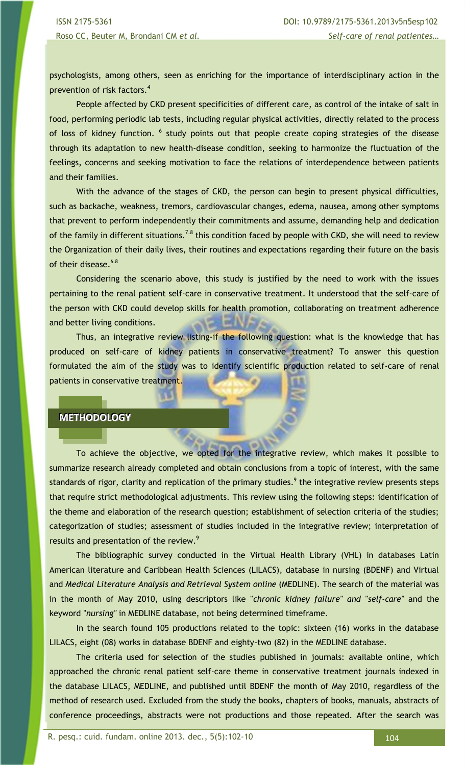psychologists, among others, seen as enriching for the importance of interdisciplinary action in the prevention of risk factors.[4]

People affected by CKD present specificities of different care, as control of the intake of salt in food, performing periodic lab tests, including regular physical activities, directly related to the process of loss of kidney function. [6] study points out that people create coping strategies of the disease through its adaptation to new health-disease condition, seeking to harmonize the fluctuation of the feelings, concerns and seeking motivation to face the relations of interdependence between patients and their families.

With the advance of the stages of CKD, the person can begin to present physical difficulties, such as backache, weakness, tremors, cardiovascular changes, edema, nausea, among other symptoms that prevent to perform independently their commitments and assume, demanding help and dedication of the family in different situations.[7,8] this condition faced by people with CKD, she will need to review the Organization of their daily lives, their routines and expectations regarding their future on the basis of their disease.[6,8]

Considering the scenario above, this study is justified by the need to work with the issues pertaining to the renal patient self-care in conservative treatment. It understood that the self-care of the person with CKD could develop skills for health promotion, collaborating on treatment adherence and better living conditions.

Thus, an integrative review listing-if the following question: what is the knowledge that has produced on self-care of kidney patients in conservative treatment? To answer this question formulated the aim of the study was to identify scientific production related to self-care of renal patients in conservative treatment.

## METHODOLOGY

To achieve the objective, we opted for the integrative review, which makes it possible to summarize research already completed and obtain conclusions from a topic of interest, with the same standards of rigor, clarity and replication of the primary studies.[9] the integrative review presents steps that require strict methodological adjustments. This review using the following steps: identification of the theme and elaboration of the research question; establishment of selection criteria of the studies; categorization of studies; assessment of studies included in the integrative review; interpretation of results and presentation of the review.[9]

The bibliographic survey conducted in the Virtual Health Library (VHL) in databases Latin American literature and Caribbean Health Sciences (LILACS), database in nursing (BDENF) and Virtual and *Medical Literature Analysis and Retrieval System online* (MEDLINE). The search of the material was in the month of May 2010, using descriptors like "*chronic kidney failure" and "self-care"* and the keyword "*nursing"* in MEDLINE database, not being determined timeframe.

In the search found 105 productions related to the topic: sixteen (16) works in the database LILACS, eight (08) works in database BDENF and eighty-two (82) in the MEDLINE database.

The criteria used for selection of the studies published in journals: available online, which approached the chronic renal patient self-care theme in conservative treatment journals indexed in the database LILACS, MEDLINE, and published until BDENF the month of May 2010, regardless of the method of research used. Excluded from the study the books, chapters of books, manuals, abstracts of conference proceedings, abstracts were not productions and those repeated. After the search was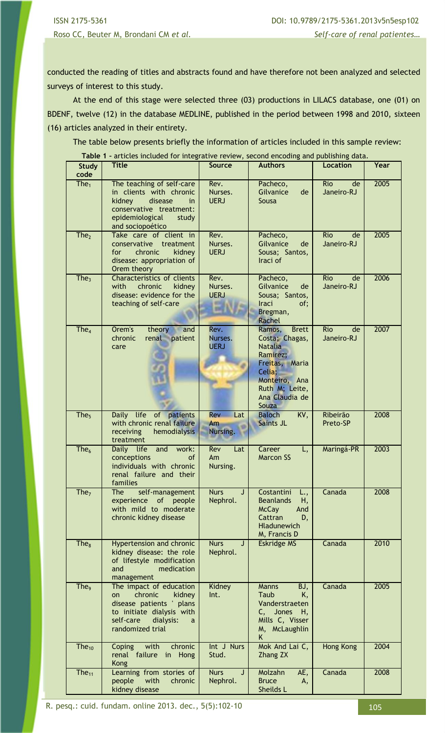conducted the reading of titles and abstracts found and have therefore not been analyzed and selected surveys of interest to this study.

At the end of this stage were selected three (03) productions in LILACS database, one (01) on BDENF, twelve (12) in the database MEDLINE, published in the period between 1998 and 2010, sixteen (16) articles analyzed in their entirety.

The table below presents briefly the information of articles included in this sample review:

**Table 1** - articles included for integrative review, second encoding and publishing data.

| Study code | Title | Source | Authors | Location | Year |
|---|---|---|---|---|---|
| $The_1$ | The teaching of self-care in clients with chronic kidney disease in conservative treatment: epidemiological study and sociopoético | Rev. Nurses. UERJ | Pacheco, Gilvanice de Sousa | Rio de Janeiro-RJ | 2005 |
| $The_2$ | Take care of client in conservative treatment for chronic kidney disease: appropriation of Orem theory | Rev. Nurses. UERJ | Pacheco, Gilvanice de Sousa; Santos, Iraci of | Rio de Janeiro-RJ | 2005 |
| $The_3$ | Characteristics of clients with chronic kidney disease: evidence for the teaching of self-care | Rev. Nurses. UERJ | Pacheco, Gilvanice de Sousa; Santos, Iraci of; Bregman, Rachel | Rio de Janeiro-RJ | 2006 |
| $The_4$ | Orem's theory and chronic renal patient care | Rev. Nurses. UERJ | Ramos, Brett Costa; Chagas, Natalia Ramirez; Freitas, Maria Celia; Monteiro, Ana Ruth M; Leite, Ana Claudia de Souza | Rio de Janeiro-RJ | 2007 |
| $The_5$ | Daily life of patients with chronic renal failure receiving hemodialysis treatment | Rev Lat Am Nursing. | Baloch KV, Saints JL | Ribeirão Preto-SP | 2008 |
| $The_6$ | Daily life and work: conceptions of individuals with chronic renal failure and their families | Rev Lat Am Nursing. | Career L, Marcon SS | Maringá-PR | 2003 |
| $The_7$ | The self-management experience of people with mild to moderate chronic kidney disease | Nurs J Nephrol. | Costantini L., Beanlands H, McCay And Cattran D, Hladunewich M, Francis D | Canada | 2008 |
| $The_8$ | Hypertension and chronic kidney disease: the role of lifestyle modification and medication management | Nurs J Nephrol. | Eskridge MS | Canada | 2010 |
| $The_9$ | The impact of education on chronic kidney disease patients ' plans to initiate dialysis with self-care dialysis: a randomized trial | Kidney Int. | Manns BJ, Taub K, Vanderstraeten C, Jones H, Mills C, Visser M, McLaughlin K | Canada | 2005 |
| $The_{10}$ | Coping with chronic renal failure in Hong Kong | Int J Nurs Stud. | Mok And Lai C, Zhang ZX | Hong Kong | 2004 |
| $The_{11}$ | Learning from stories of people with chronic kidney disease | Nurs J Nephrol. | Molzahn AE, Bruce A, Sheilds L | Canada | 2008 |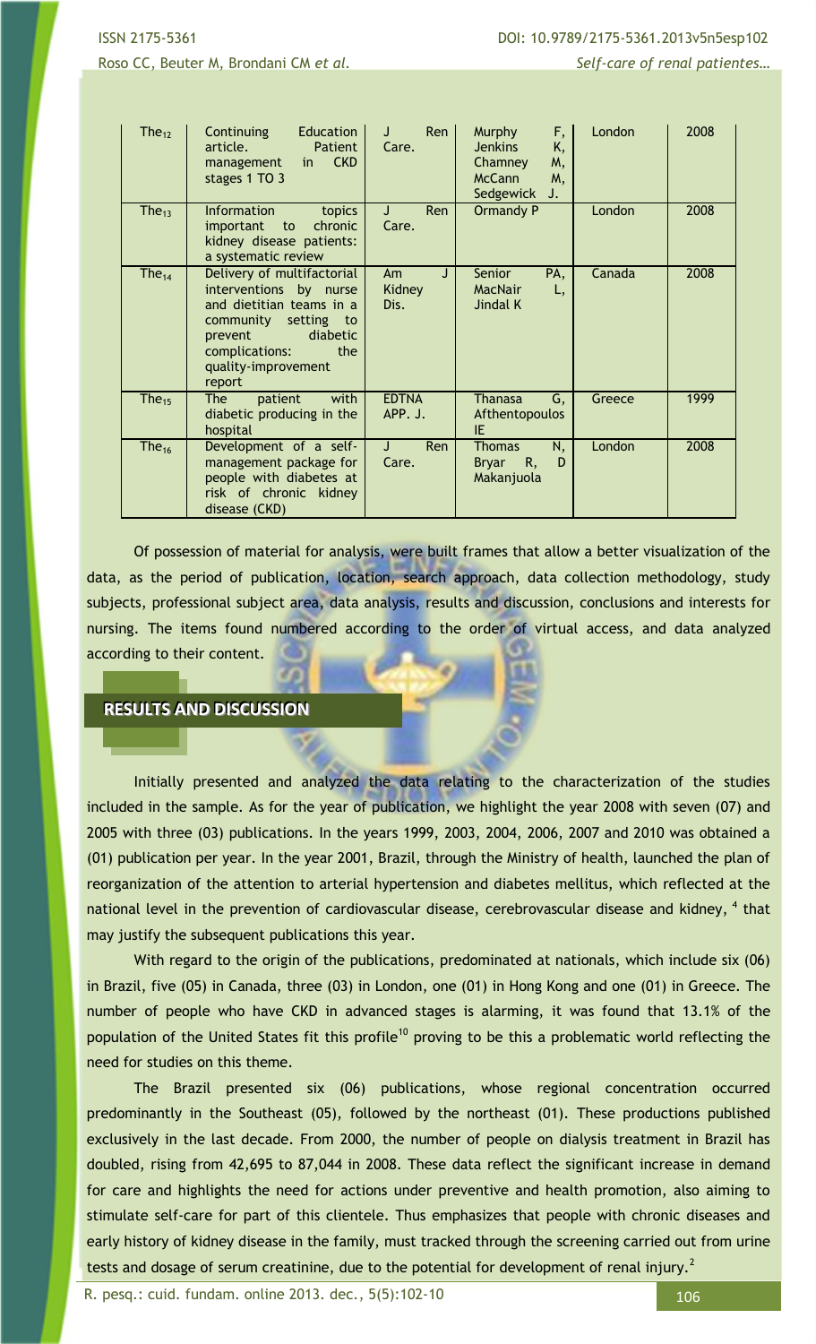| $The_{12}$ | Continuing Education article. Patient management in CKD stages 1 TO 3 | J Ren Care. | Murphy F, Jenkins K, Chamney M, McCann M, Sedgewick J. | London | 2008 |
|---|---|---|---|---|---|
| $The_{13}$ | Information topics important to chronic kidney disease patients: a systematic review | J Ren Care. | Ormandy P | London | 2008 |
| $The_{14}$ | Delivery of multifactorial interventions by nurse and dietitian teams in a community setting to prevent diabetic complications: the quality-improvement report | Am J Kidney Dis. | Senior PA, MacNair L, Jindal K | Canada | 2008 |
| $The_{15}$ | The patient with diabetic producing in the hospital | EDTNA APP. J. | Thanasa G, Afthentopoulos IE | Greece | 1999 |
| $The_{16}$ | Development of a self-management package for people with diabetes at risk of chronic kidney disease (CKD) | J Ren Care. | Thomas N, Bryar R, D Makanjuola | London | 2008 |

Of possession of material for analysis, were built frames that allow a better visualization of the data, as the period of publication, location, search approach, data collection methodology, study subjects, professional subject area, data analysis, results and discussion, conclusions and interests for nursing. The items found numbered according to the order of virtual access, and data analyzed according to their content.

## RESULTS AND DISCUSSION

Initially presented and analyzed the data relating to the characterization of the studies included in the sample. As for the year of publication, we highlight the year 2008 with seven (07) and 2005 with three (03) publications. In the years 1999, 2003, 2004, 2006, 2007 and 2010 was obtained a (01) publication per year. In the year 2001, Brazil, through the Ministry of health, launched the plan of reorganization of the attention to arterial hypertension and diabetes mellitus, which reflected at the national level in the prevention of cardiovascular disease, cerebrovascular disease and kidney, [4] that may justify the subsequent publications this year.

With regard to the origin of the publications, predominated at nationals, which include six (06) in Brazil, five (05) in Canada, three (03) in London, one (01) in Hong Kong and one (01) in Greece. The number of people who have CKD in advanced stages is alarming, it was found that 13.1% of the population of the United States fit this profile[10] proving to be this a problematic world reflecting the need for studies on this theme.

The Brazil presented six (06) publications, whose regional concentration occurred predominantly in the Southeast (05), followed by the northeast (01). These productions published exclusively in the last decade. From 2000, the number of people on dialysis treatment in Brazil has doubled, rising from 42,695 to 87,044 in 2008. These data reflect the significant increase in demand for care and highlights the need for actions under preventive and health promotion, also aiming to stimulate self-care for part of this clientele. Thus emphasizes that people with chronic diseases and early history of kidney disease in the family, must tracked through the screening carried out from urine tests and dosage of serum creatinine, due to the potential for development of renal injury.[2]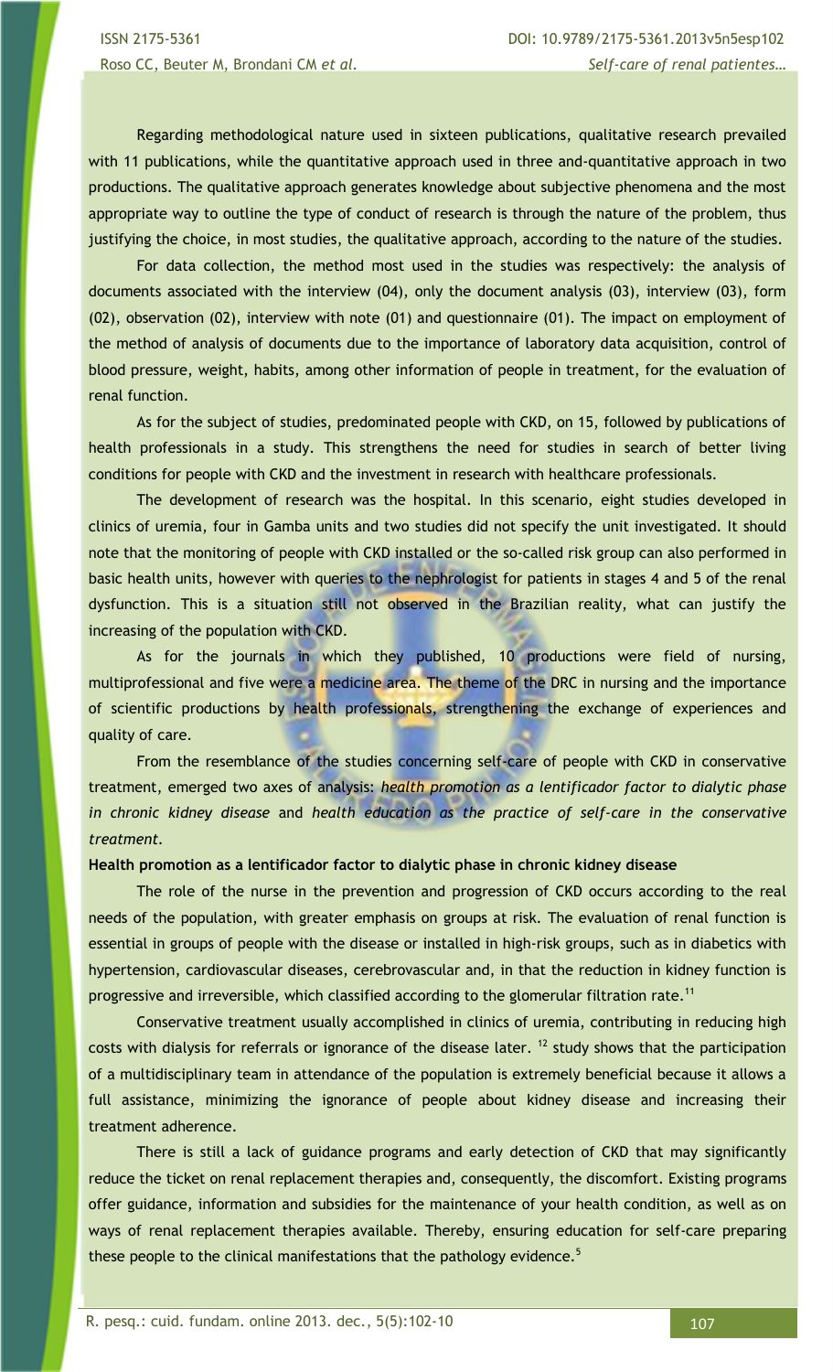Regarding methodological nature used in sixteen publications, qualitative research prevailed with 11 publications, while the quantitative approach used in three and-quantitative approach in two productions. The qualitative approach generates knowledge about subjective phenomena and the most appropriate way to outline the type of conduct of research is through the nature of the problem, thus justifying the choice, in most studies, the qualitative approach, according to the nature of the studies.

For data collection, the method most used in the studies was respectively: the analysis of documents associated with the interview (04), only the document analysis (03), interview (03), form (02), observation (02), interview with note (01) and questionnaire (01). The impact on employment of the method of analysis of documents due to the importance of laboratory data acquisition, control of blood pressure, weight, habits, among other information of people in treatment, for the evaluation of renal function.

As for the subject of studies, predominated people with CKD, on 15, followed by publications of health professionals in a study. This strengthens the need for studies in search of better living conditions for people with CKD and the investment in research with healthcare professionals.

The development of research was the hospital. In this scenario, eight studies developed in clinics of uremia, four in Gamba units and two studies did not specify the unit investigated. It should note that the monitoring of people with CKD installed or the so-called risk group can also performed in basic health units, however with queries to the nephrologist for patients in stages 4 and 5 of the renal dysfunction. This is a situation still not observed in the Brazilian reality, what can justify the increasing of the population with CKD.

As for the journals in which they published, 10 productions were field of nursing, multiprofessional and five were a medicine area. The theme of the DRC in nursing and the importance of scientific productions by health professionals, strengthening the exchange of experiences and quality of care.

From the resemblance of the studies concerning self-care of people with CKD in conservative treatment, emerged two axes of analysis: *health promotion as a lentificador factor to dialytic phase in chronic kidney disease* and *health education as the practice of self-care in the conservative treatment*.

**Health promotion as a lentificador factor to dialytic phase in chronic kidney disease**

The role of the nurse in the prevention and progression of CKD occurs according to the real needs of the population, with greater emphasis on groups at risk. The evaluation of renal function is essential in groups of people with the disease or installed in high-risk groups, such as in diabetics with hypertension, cardiovascular diseases, cerebrovascular and, in that the reduction in kidney function is progressive and irreversible, which classified according to the glomerular filtration rate.[11]

Conservative treatment usually accomplished in clinics of uremia, contributing in reducing high costs with dialysis for referrals or ignorance of the disease later. [12] study shows that the participation of a multidisciplinary team in attendance of the population is extremely beneficial because it allows a full assistance, minimizing the ignorance of people about kidney disease and increasing their treatment adherence.

There is still a lack of guidance programs and early detection of CKD that may significantly reduce the ticket on renal replacement therapies and, consequently, the discomfort. Existing programs offer guidance, information and subsidies for the maintenance of your health condition, as well as on ways of renal replacement therapies available. Thereby, ensuring education for self-care preparing these people to the clinical manifestations that the pathology evidence.[5]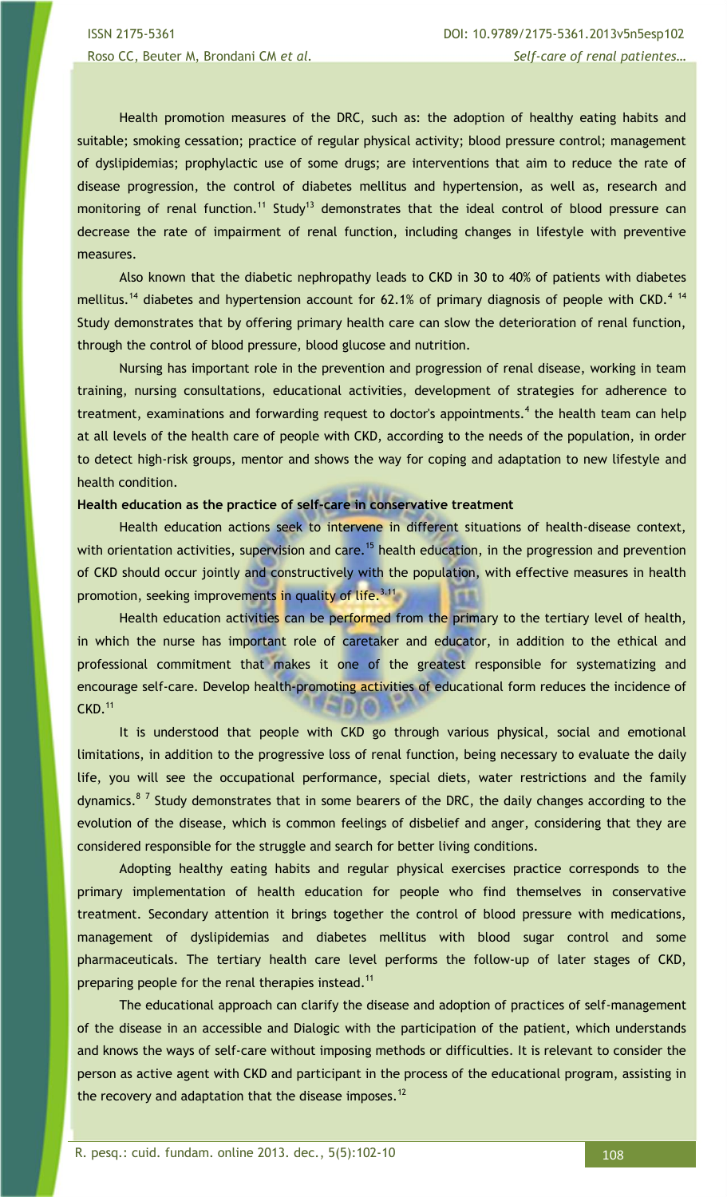Health promotion measures of the DRC, such as: the adoption of healthy eating habits and suitable; smoking cessation; practice of regular physical activity; blood pressure control; management of dyslipidemias; prophylactic use of some drugs; are interventions that aim to reduce the rate of disease progression, the control of diabetes mellitus and hypertension, as well as, research and monitoring of renal function.[11] Study[13] demonstrates that the ideal control of blood pressure can decrease the rate of impairment of renal function, including changes in lifestyle with preventive measures.

Also known that the diabetic nephropathy leads to CKD in 30 to 40% of patients with diabetes mellitus.[14] diabetes and hypertension account for 62.1% of primary diagnosis of people with CKD.[4 14] Study demonstrates that by offering primary health care can slow the deterioration of renal function, through the control of blood pressure, blood glucose and nutrition.

Nursing has important role in the prevention and progression of renal disease, working in team training, nursing consultations, educational activities, development of strategies for adherence to treatment, examinations and forwarding request to doctor's appointments.[4] the health team can help at all levels of the health care of people with CKD, according to the needs of the population, in order to detect high-risk groups, mentor and shows the way for coping and adaptation to new lifestyle and health condition.

**Health education as the practice of self-care in conservative treatment**

Health education actions seek to intervene in different situations of health-disease context, with orientation activities, supervision and care.[15] health education, in the progression and prevention of CKD should occur jointly and constructively with the population, with effective measures in health promotion, seeking improvements in quality of life.[3,11]

Health education activities can be performed from the primary to the tertiary level of health, in which the nurse has important role of caretaker and educator, in addition to the ethical and professional commitment that makes it one of the greatest responsible for systematizing and encourage self-care. Develop health-promoting activities of educational form reduces the incidence of CKD.[11]

It is understood that people with CKD go through various physical, social and emotional limitations, in addition to the progressive loss of renal function, being necessary to evaluate the daily life, you will see the occupational performance, special diets, water restrictions and the family dynamics.[8 7] Study demonstrates that in some bearers of the DRC, the daily changes according to the evolution of the disease, which is common feelings of disbelief and anger, considering that they are considered responsible for the struggle and search for better living conditions.

Adopting healthy eating habits and regular physical exercises practice corresponds to the primary implementation of health education for people who find themselves in conservative treatment. Secondary attention it brings together the control of blood pressure with medications, management of dyslipidemias and diabetes mellitus with blood sugar control and some pharmaceuticals. The tertiary health care level performs the follow-up of later stages of CKD, preparing people for the renal therapies instead.[11]

The educational approach can clarify the disease and adoption of practices of self-management of the disease in an accessible and Dialogic with the participation of the patient, which understands and knows the ways of self-care without imposing methods or difficulties. It is relevant to consider the person as active agent with CKD and participant in the process of the educational program, assisting in the recovery and adaptation that the disease imposes.[12]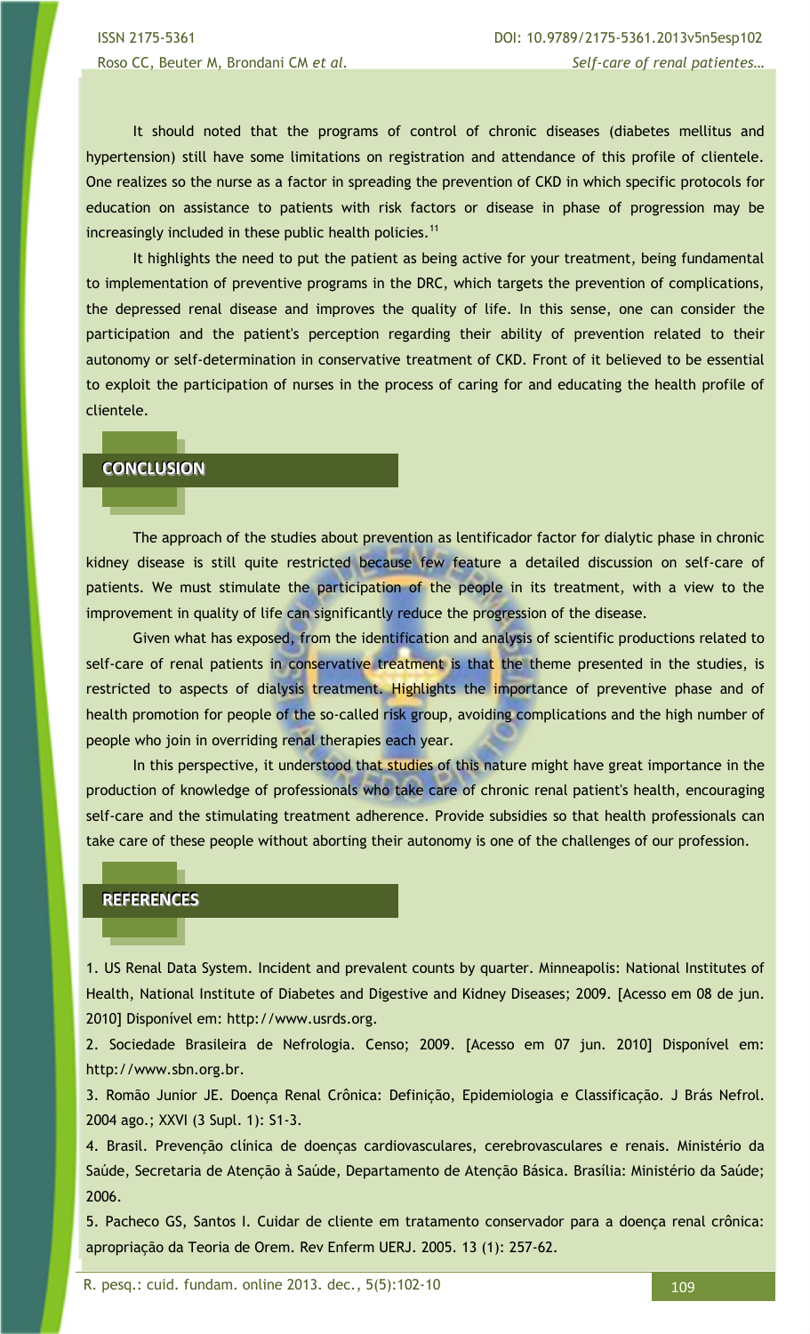It should noted that the programs of control of chronic diseases (diabetes mellitus and hypertension) still have some limitations on registration and attendance of this profile of clientele. One realizes so the nurse as a factor in spreading the prevention of CKD in which specific protocols for education on assistance to patients with risk factors or disease in phase of progression may be increasingly included in these public health policies.[11]

It highlights the need to put the patient as being active for your treatment, being fundamental to implementation of preventive programs in the DRC, which targets the prevention of complications, the depressed renal disease and improves the quality of life. In this sense, one can consider the participation and the patient's perception regarding their ability of prevention related to their autonomy or self-determination in conservative treatment of CKD. Front of it believed to be essential to exploit the participation of nurses in the process of caring for and educating the health profile of clientele.

## CONCLUSION

The approach of the studies about prevention as lentificador factor for dialytic phase in chronic kidney disease is still quite restricted because few feature a detailed discussion on self-care of patients. We must stimulate the participation of the people in its treatment, with a view to the improvement in quality of life can significantly reduce the progression of the disease.

Given what has exposed, from the identification and analysis of scientific productions related to self-care of renal patients in conservative treatment is that the theme presented in the studies, is restricted to aspects of dialysis treatment. Highlights the importance of preventive phase and of health promotion for people of the so-called risk group, avoiding complications and the high number of people who join in overriding renal therapies each year.

In this perspective, it understood that studies of this nature might have great importance in the production of knowledge of professionals who take care of chronic renal patient's health, encouraging self-care and the stimulating treatment adherence. Provide subsidies so that health professionals can take care of these people without aborting their autonomy is one of the challenges of our profession.

## REFERENCES

1. US Renal Data System. Incident and prevalent counts by quarter. Minneapolis: National Institutes of Health, National Institute of Diabetes and Digestive and Kidney Diseases; 2009. [Acesso em 08 de jun. 2010] Disponível em: http://www.usrds.org.

2. Sociedade Brasileira de Nefrologia. Censo; 2009. [Acesso em 07 jun. 2010] Disponível em: http://www.sbn.org.br.

3. Romão Junior JE. Doença Renal Crônica: Definição, Epidemiologia e Classificação. J Brás Nefrol. 2004 ago.; XXVI (3 Supl. 1): S1-3.

4. Brasil. Prevenção clínica de doenças cardiovasculares, cerebrovasculares e renais. Ministério da Saúde, Secretaria de Atenção à Saúde, Departamento de Atenção Básica. Brasília: Ministério da Saúde; 2006.

5. Pacheco GS, Santos I. Cuidar de cliente em tratamento conservador para a doença renal crônica: apropriação da Teoria de Orem. Rev Enferm UERJ. 2005. 13 (1): 257-62.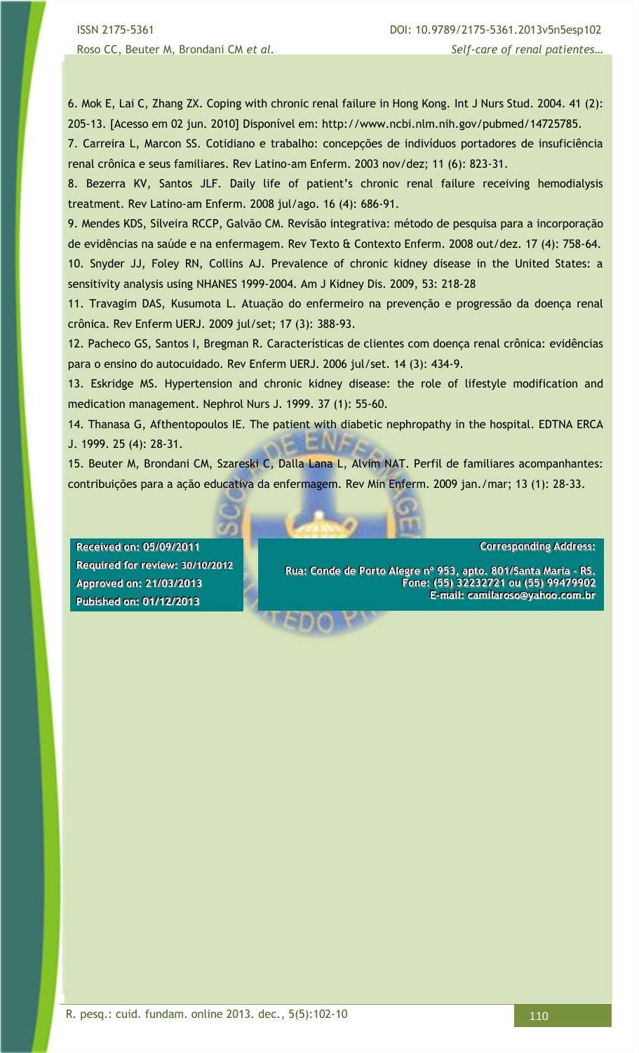6. Mok E, Lai C, Zhang ZX. Coping with chronic renal failure in Hong Kong. Int J Nurs Stud. 2004. 41 (2): 205-13. [Acesso em 02 jun. 2010] Disponível em: http://www.ncbi.nlm.nih.gov/pubmed/14725785.

7. Carreira L, Marcon SS. Cotidiano e trabalho: concepções de indivíduos portadores de insuficiência renal crônica e seus familiares. Rev Latino-am Enferm. 2003 nov/dez; 11 (6): 823-31.

8. Bezerra KV, Santos JLF. Daily life of patient's chronic renal failure receiving hemodialysis treatment. Rev Latino-am Enferm. 2008 jul/ago. 16 (4): 686-91.

9. Mendes KDS, Silveira RCCP, Galvão CM. Revisão integrativa: método de pesquisa para a incorporação de evidências na saúde e na enfermagem. Rev Texto & Contexto Enferm. 2008 out/dez. 17 (4): 758-64.

10. Snyder JJ, Foley RN, Collins AJ. Prevalence of chronic kidney disease in the United States: a sensitivity analysis using NHANES 1999-2004. Am J Kidney Dis. 2009, 53: 218-28

11. Travagim DAS, Kusumota L. Atuação do enfermeiro na prevenção e progressão da doença renal crônica. Rev Enferm UERJ. 2009 jul/set; 17 (3): 388-93.

12. Pacheco GS, Santos I, Bregman R. Características de clientes com doença renal crônica: evidências para o ensino do autocuidado. Rev Enferm UERJ. 2006 jul/set. 14 (3): 434-9.

13. Eskridge MS. Hypertension and chronic kidney disease: the role of lifestyle modification and medication management. Nephrol Nurs J. 1999. 37 (1): 55-60.

14. Thanasa G, Afthentopoulos IE. The patient with diabetic nephropathy in the hospital. EDTNA ERCA J. 1999. 25 (4): 28-31.

15. Beuter M, Brondani CM, Szareski C, Dalla Lana L, Alvim NAT. Perfil de familiares acompanhantes: contribuições para a ação educativa da enfermagem. Rev Min Enferm. 2009 jan./mar; 13 (1): 28-33.

**Received on: 05/09/2011**
**Required for review: 30/10/2012**
**Approved on: 21/03/2013**
**Pubished on: 01/12/2013**

**Corresponding Address:**

**Rua: Conde de Porto Alegre nº 953, apto. 801/Santa Maria - RS.**
**Fone: (55) 32232721 ou (55) 99479902**
**E-mail: camilaroso@yahoo.com.br**